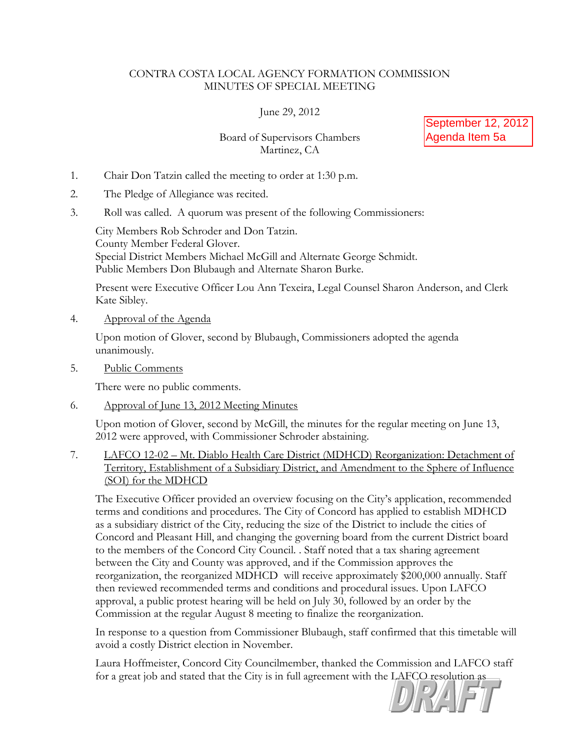CONTRA COSTA LOCAL AGENCY FORMATION COMMISSION
MINUTES OF SPECIAL MEETING

June 29, 2012

September 12, 2012
Agenda Item 5a

Board of Supervisors Chambers
Martinez, CA

1. Chair Don Tatzin called the meeting to order at 1:30 p.m.

2. The Pledge of Allegiance was recited.

3. Roll was called. A quorum was present of the following Commissioners:

   City Members Rob Schroder and Don Tatzin.
   County Member Federal Glover.
   Special District Members Michael McGill and Alternate George Schmidt.
   Public Members Don Blubaugh and Alternate Sharon Burke.

   Present were Executive Officer Lou Ann Texeira, Legal Counsel Sharon Anderson, and Clerk Kate Sibley.

4. <u>Approval of the Agenda</u>

   Upon motion of Glover, second by Blubaugh, Commissioners adopted the agenda unanimously.

5. <u>Public Comments</u>

   There were no public comments.

6. <u>Approval of June 13, 2012 Meeting Minutes</u>

   Upon motion of Glover, second by McGill, the minutes for the regular meeting on June 13, 2012 were approved, with Commissioner Schroder abstaining.

7. <u>LAFCO 12-02 – Mt. Diablo Health Care District (MDHCD) Reorganization: Detachment of Territory, Establishment of a Subsidiary District, and Amendment to the Sphere of Influence (SOI) for the MDHCD</u>

   The Executive Officer provided an overview focusing on the City's application, recommended terms and conditions and procedures. The City of Concord has applied to establish MDHCD as a subsidiary district of the City, reducing the size of the District to include the cities of Concord and Pleasant Hill, and changing the governing board from the current District board to the members of the Concord City Council. . Staff noted that a tax sharing agreement between the City and County was approved, and if the Commission approves the reorganization, the reorganized MDHCD will receive approximately $200,000 annually. Staff then reviewed recommended terms and conditions and procedural issues. Upon LAFCO approval, a public protest hearing will be held on July 30, followed by an order by the Commission at the regular August 8 meeting to finalize the reorganization.

   In response to a question from Commissioner Blubaugh, staff confirmed that this timetable will avoid a costly District election in November.

   Laura Hoffmeister, Concord City Councilmember, thanked the Commission and LAFCO staff for a great job and stated that the City is in full agreement with the LAFCO resolution as

DRAFT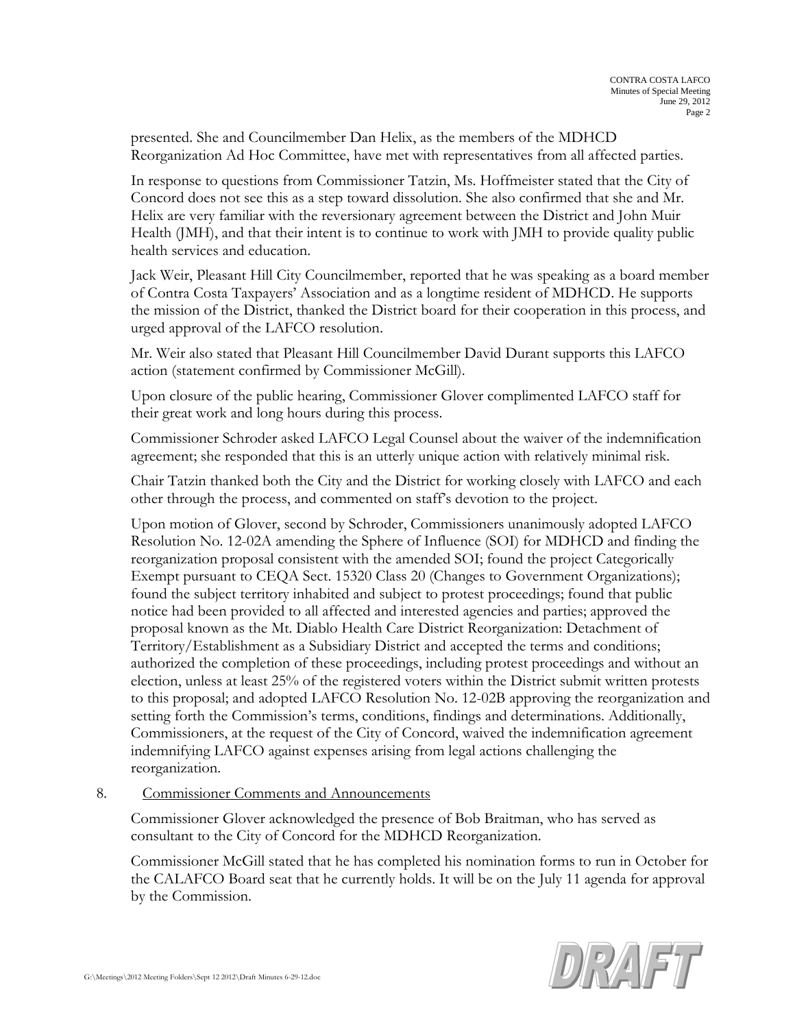presented. She and Councilmember Dan Helix, as the members of the MDHCD Reorganization Ad Hoc Committee, have met with representatives from all affected parties.

In response to questions from Commissioner Tatzin, Ms. Hoffmeister stated that the City of Concord does not see this as a step toward dissolution. She also confirmed that she and Mr. Helix are very familiar with the reversionary agreement between the District and John Muir Health (JMH), and that their intent is to continue to work with JMH to provide quality public health services and education.

Jack Weir, Pleasant Hill City Councilmember, reported that he was speaking as a board member of Contra Costa Taxpayers' Association and as a longtime resident of MDHCD. He supports the mission of the District, thanked the District board for their cooperation in this process, and urged approval of the LAFCO resolution.

Mr. Weir also stated that Pleasant Hill Councilmember David Durant supports this LAFCO action (statement confirmed by Commissioner McGill).

Upon closure of the public hearing, Commissioner Glover complimented LAFCO staff for their great work and long hours during this process.

Commissioner Schroder asked LAFCO Legal Counsel about the waiver of the indemnification agreement; she responded that this is an utterly unique action with relatively minimal risk.

Chair Tatzin thanked both the City and the District for working closely with LAFCO and each other through the process, and commented on staff's devotion to the project.

Upon motion of Glover, second by Schroder, Commissioners unanimously adopted LAFCO Resolution No. 12-02A amending the Sphere of Influence (SOI) for MDHCD and finding the reorganization proposal consistent with the amended SOI; found the project Categorically Exempt pursuant to CEQA Sect. 15320 Class 20 (Changes to Government Organizations); found the subject territory inhabited and subject to protest proceedings; found that public notice had been provided to all affected and interested agencies and parties; approved the proposal known as the Mt. Diablo Health Care District Reorganization: Detachment of Territory/Establishment as a Subsidiary District and accepted the terms and conditions; authorized the completion of these proceedings, including protest proceedings and without an election, unless at least 25% of the registered voters within the District submit written protests to this proposal; and adopted LAFCO Resolution No. 12-02B approving the reorganization and setting forth the Commission's terms, conditions, findings and determinations. Additionally, Commissioners, at the request of the City of Concord, waived the indemnification agreement indemnifying LAFCO against expenses arising from legal actions challenging the reorganization.

8. Commissioner Comments and Announcements

Commissioner Glover acknowledged the presence of Bob Braitman, who has served as consultant to the City of Concord for the MDHCD Reorganization.

Commissioner McGill stated that he has completed his nomination forms to run in October for the CALAFCO Board seat that he currently holds. It will be on the July 11 agenda for approval by the Commission.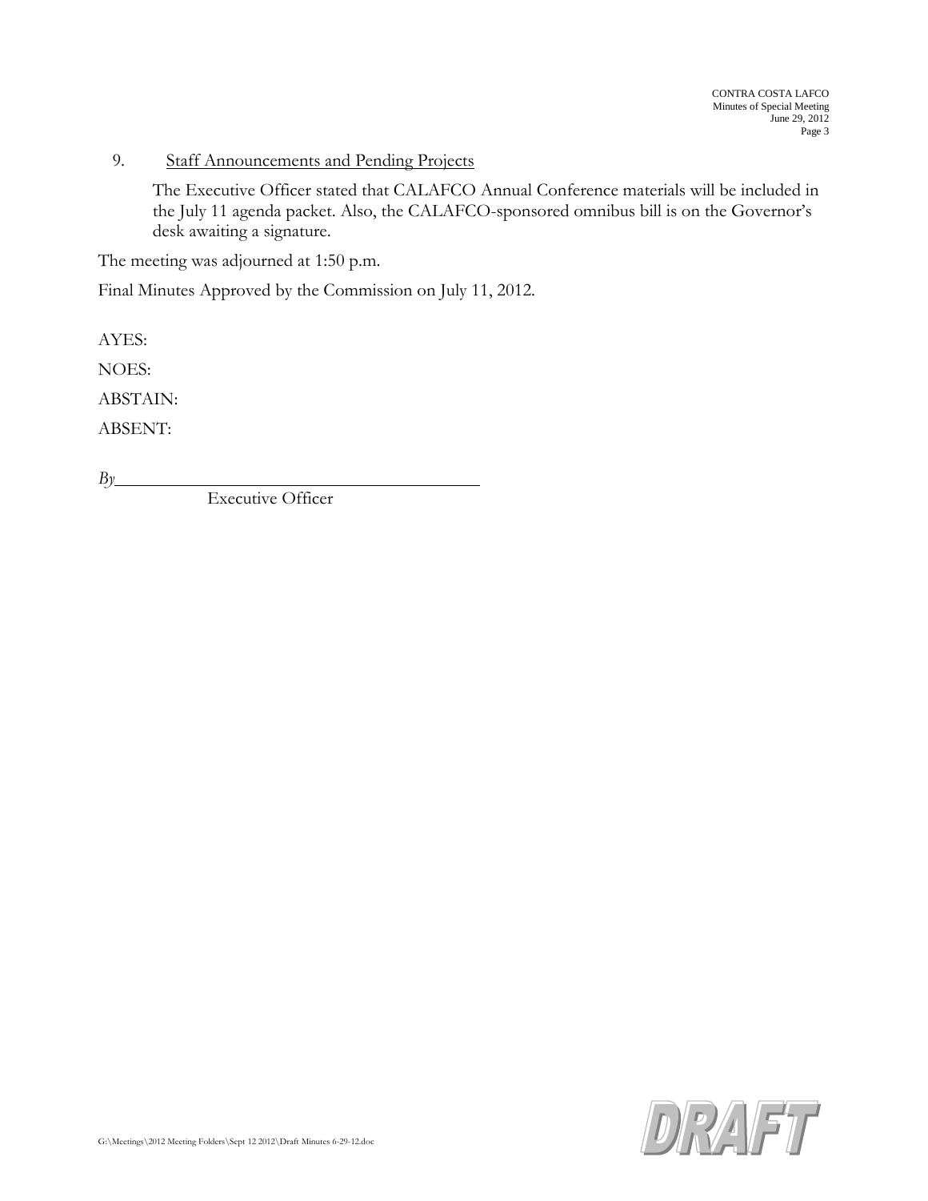9. Staff Announcements and Pending Projects

The Executive Officer stated that CALAFCO Annual Conference materials will be included in the July 11 agenda packet. Also, the CALAFCO-sponsored omnibus bill is on the Governor's desk awaiting a signature.

The meeting was adjourned at 1:50 p.m.

Final Minutes Approved by the Commission on July 11, 2012.

AYES:

NOES:

ABSTAIN:

ABSENT:

*By*\_\_\_\_\_\_\_\_\_\_\_\_\_\_\_\_\_\_\_\_\_\_\_\_\_\_\_\_\_\_\_\_\_\_\_\_\_\_\_\_

Executive Officer

G:\Meetings\2012 Meeting Folders\Sept 12 2012\Draft Minutes 6-29-12.doc

DRAFT